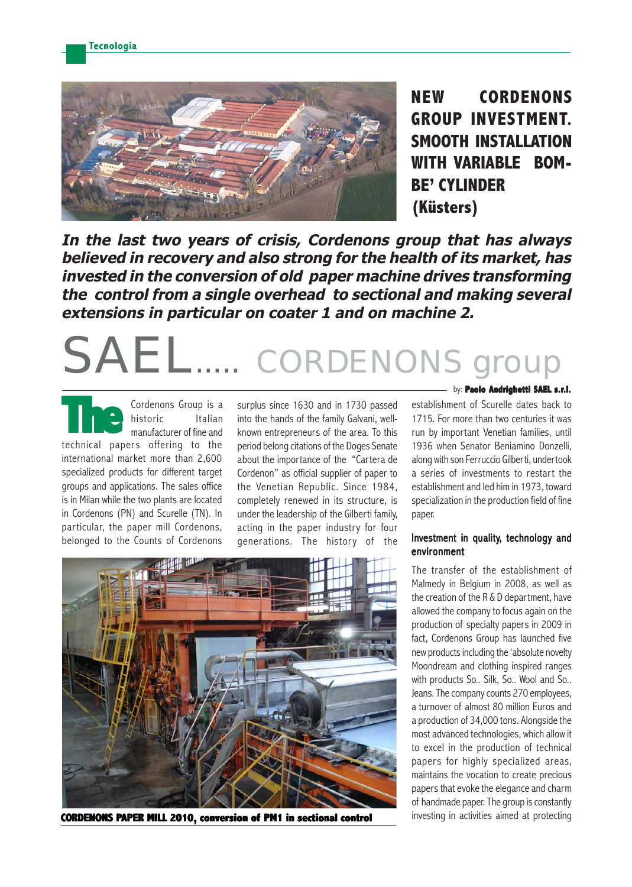# NEW CORDENONS GROUP INVESTMENT. SMOOTH INSTALLATION WITH VARIABLE BOMBE' CYLINDER (Küsters)

***In the last two years of crisis, Cordenons group that has always believed in recovery and also strong for the health of its market, has invested in the conversion of old paper machine drives transforming the control from a single overhead to sectional and making several extensions in particular on coater 1 and on machine 2.***

## SAEL..... CORDENONS group

by: **Paolo Andrighetti SAEL s.r.l.**

The Cordenons Group is a historic Italian manufacturer of fine and technical papers offering to the international market more than 2,600 specialized products for different target groups and applications. The sales office is in Milan while the two plants are located in Cordenons (PN) and Scurelle (TN). In particular, the paper mill Cordenons, belonged to the Counts of Cordenons surplus since 1630 and in 1730 passed into the hands of the family Galvani, well-known entrepreneurs of the area. To this period belong citations of the Doges Senate about the importance of the "Cartera de Cordenon" as official supplier of paper to the Venetian Republic. Since 1984, completely renewed in its structure, is under the leadership of the Gilberti family, acting in the paper industry for four generations. The history of the establishment of Scurelle dates back to 1715. For more than two centuries it was run by important Venetian families, until 1936 when Senator Beniamino Donzelli, along with son Ferruccio Gilberti, undertook a series of investments to restart the establishment and led him in 1973, toward specialization in the production field of fine paper.

CORDENONS PAPER MILL 2010, conversion of PM1 in sectional control

### Investment in quality, technology and environment

The transfer of the establishment of Malmedy in Belgium in 2008, as well as the creation of the R & D department, have allowed the company to focus again on the production of specialty papers in 2009 in fact, Cordenons Group has launched five new products including the 'absolute novelty Moondream and clothing inspired ranges with products So.. Silk, So.. Wool and So.. Jeans. The company counts 270 employees, a turnover of almost 80 million Euros and a production of 34,000 tons. Alongside the most advanced technologies, which allow it to excel in the production of technical papers for highly specialized areas, maintains the vocation to create precious papers that evoke the elegance and charm of handmade paper. The group is constantly investing in activities aimed at protecting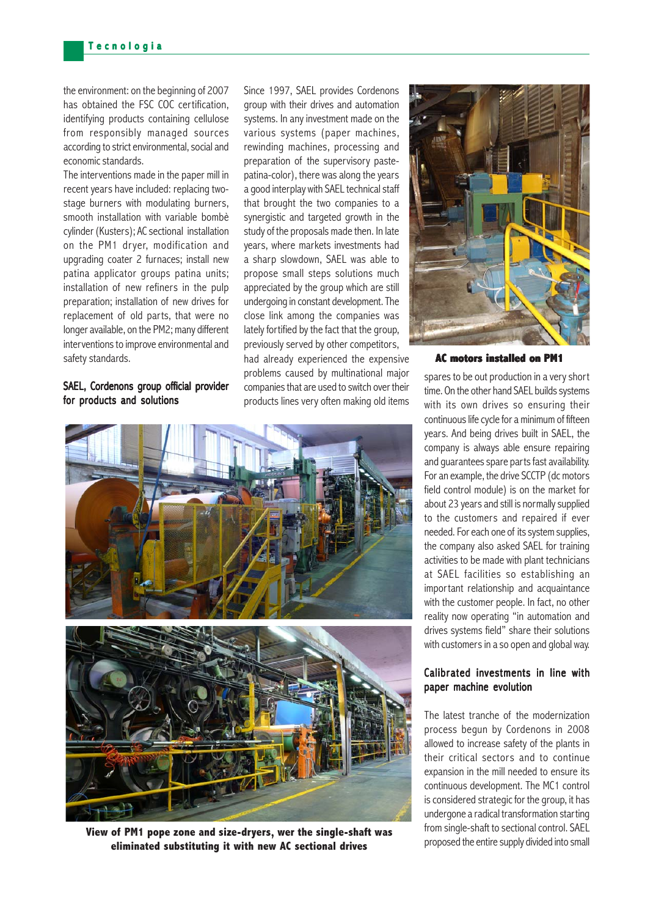the environment: on the beginning of 2007 has obtained the FSC COC certification, identifying products containing cellulose from responsibly managed sources according to strict environmental, social and economic standards.

The interventions made in the paper mill in recent years have included: replacing two-stage burners with modulating burners, smooth installation with variable bombè cylinder (Kusters); AC sectional installation on the PM1 dryer, modification and upgrading coater 2 furnaces; install new patina applicator groups patina units; installation of new refiners in the pulp preparation; installation of new drives for replacement of old parts, that were no longer available, on the PM2; many different interventions to improve environmental and safety standards.

## SAEL, Cordenons group official provider for products and solutions

Since 1997, SAEL provides Cordenons group with their drives and automation systems. In any investment made on the various systems (paper machines, rewinding machines, processing and preparation of the supervisory paste-patina-color), there was along the years a good interplay with SAEL technical staff that brought the two companies to a synergistic and targeted growth in the study of the proposals made then. In late years, where markets investments had a sharp slowdown, SAEL was able to propose small steps solutions much appreciated by the group which are still undergoing in constant development. The close link among the companies was lately fortified by the fact that the group, previously served by other competitors, had already experienced the expensive problems caused by multinational major companies that are used to switch over their products lines very often making old items spares to be out production in a very short time. On the other hand SAEL builds systems with its own drives so ensuring their continuous life cycle for a minimum of fifteen years. And being drives built in SAEL, the company is always able ensure repairing and guarantees spare parts fast availability. For an example, the drive SCCTP (dc motors field control module) is on the market for about 23 years and still is normally supplied to the customers and repaired if ever needed. For each one of its system supplies, the company also asked SAEL for training activities to be made with plant technicians at SAEL facilities so establishing an important relationship and acquaintance with the customer people. In fact, no other reality now operating "in automation and drives systems field" share their solutions with customers in a so open and global way.

**AC motors installed on PM1**

**View of PM1 pope zone and size-dryers, wer the single-shaft was eliminated substituting it with new AC sectional drives**

## Calibrated investments in line with paper machine evolution

The latest tranche of the modernization process begun by Cordenons in 2008 allowed to increase safety of the plants in their critical sectors and to continue expansion in the mill needed to ensure its continuous development. The MC1 control is considered strategic for the group, it has undergone a radical transformation starting from single-shaft to sectional control. SAEL proposed the entire supply divided into small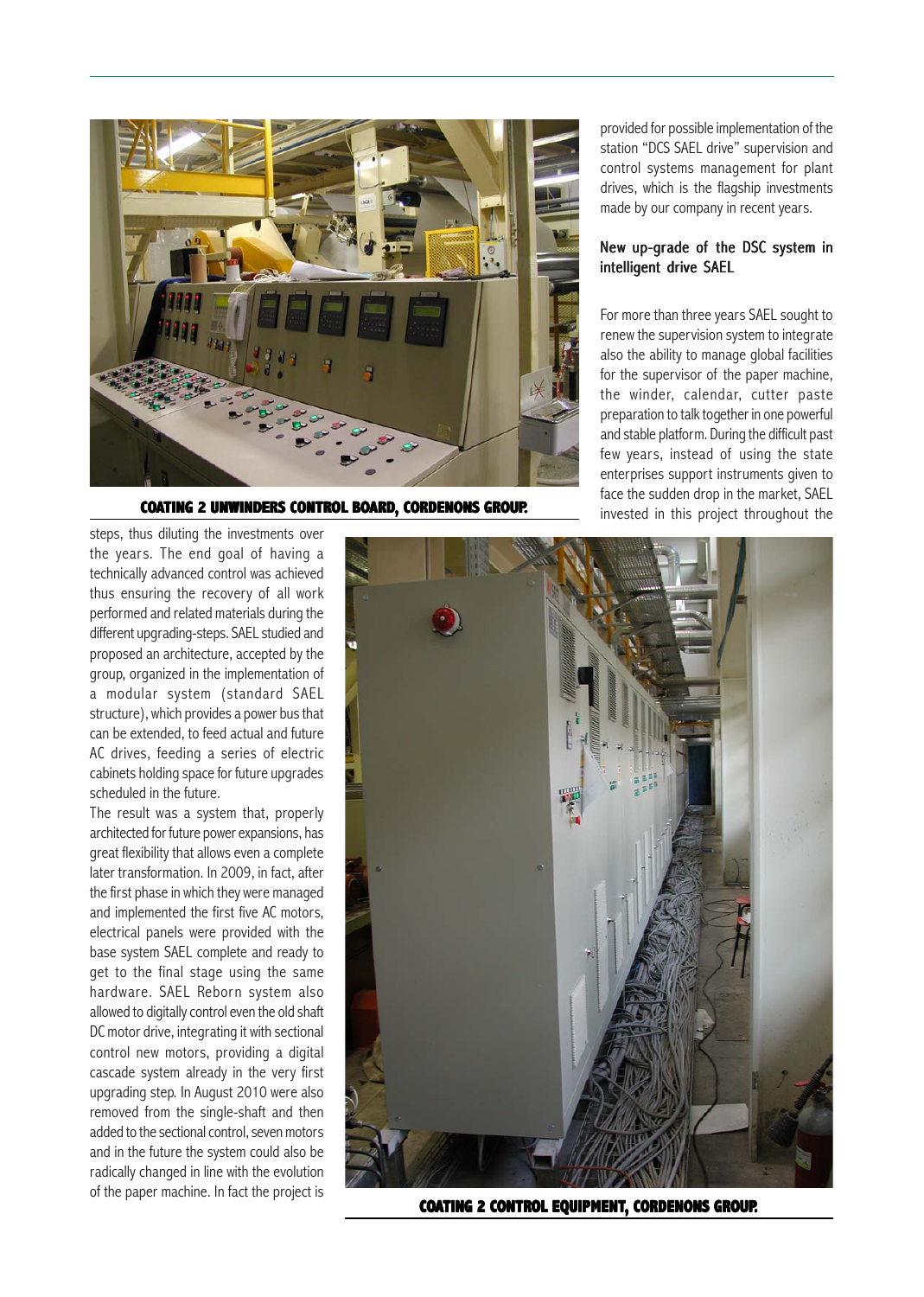COATING 2 UNWINDERS CONTROL BOARD, CORDENONS GROUP.

steps, thus diluting the investments over the years. The end goal of having a technically advanced control was achieved thus ensuring the recovery of all work performed and related materials during the different upgrading-steps. SAEL studied and proposed an architecture, accepted by the group, organized in the implementation of a modular system (standard SAEL structure), which provides a power bus that can be extended, to feed actual and future AC drives, feeding a series of electric cabinets holding space for future upgrades scheduled in the future.

The result was a system that, properly architected for future power expansions, has great flexibility that allows even a complete later transformation. In 2009, in fact, after the first phase in which they were managed and implemented the first five AC motors, electrical panels were provided with the base system SAEL complete and ready to get to the final stage using the same hardware. SAEL Reborn system also allowed to digitally control even the old shaft DC motor drive, integrating it with sectional control new motors, providing a digital cascade system already in the very first upgrading step. In August 2010 were also removed from the single-shaft and then added to the sectional control, seven motors and in the future the system could also be radically changed in line with the evolution of the paper machine. In fact the project is provided for possible implementation of the station "DCS SAEL drive" supervision and control systems management for plant drives, which is the flagship investments made by our company in recent years.

## New up-grade of the DSC system in intelligent drive SAEL

For more than three years SAEL sought to renew the supervision system to integrate also the ability to manage global facilities for the supervisor of the paper machine, the winder, calendar, cutter paste preparation to talk together in one powerful and stable platform. During the difficult past few years, instead of using the state enterprises support instruments given to face the sudden drop in the market, SAEL invested in this project throughout the

COATING 2 CONTROL EQUIPMENT, CORDENONS GROUP.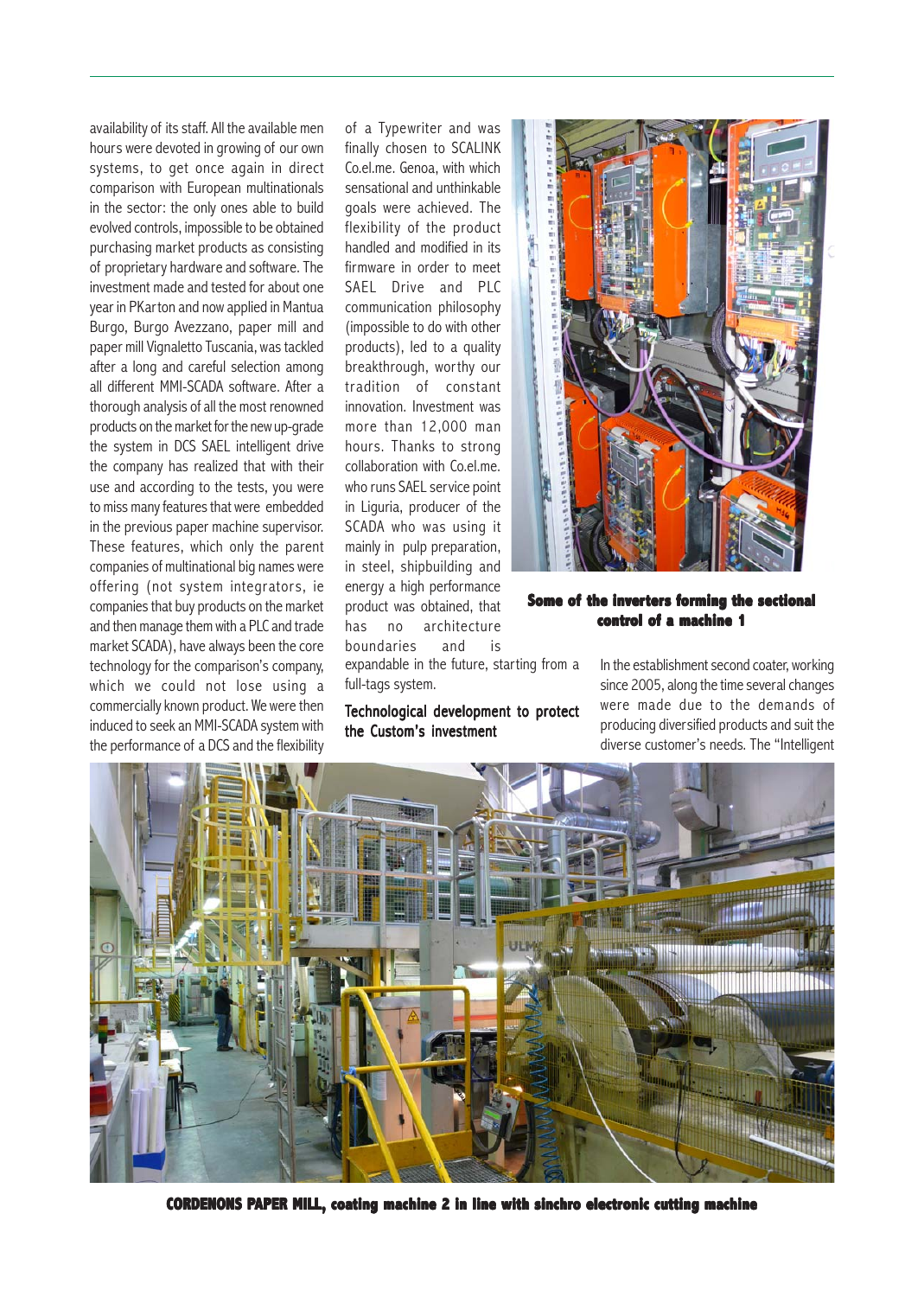availability of its staff. All the available men hours were devoted in growing of our own systems, to get once again in direct comparison with European multinationals in the sector: the only ones able to build evolved controls, impossible to be obtained purchasing market products as consisting of proprietary hardware and software. The investment made and tested for about one year in PKarton and now applied in Mantua Burgo, Burgo Avezzano, paper mill and paper mill Vignaletto Tuscania, was tackled after a long and careful selection among all different MMI-SCADA software. After a thorough analysis of all the most renowned products on the market for the new up-grade the system in DCS SAEL intelligent drive the company has realized that with their use and according to the tests, you were to miss many features that were embedded in the previous paper machine supervisor. These features, which only the parent companies of multinational big names were offering (not system integrators, ie companies that buy products on the market and then manage them with a PLC and trade market SCADA), have always been the core technology for the comparison's company, which we could not lose using a commercially known product. We were then induced to seek an MMI-SCADA system with the performance of a DCS and the flexibility of a Typewriter and was finally chosen to SCALINK Co.el.me. Genoa, with which sensational and unthinkable goals were achieved. The flexibility of the product handled and modified in its firmware in order to meet SAEL Drive and PLC communication philosophy (impossible to do with other products), led to a quality breakthrough, worthy our tradition of constant innovation. Investment was more than 12,000 man hours. Thanks to strong collaboration with Co.el.me. who runs SAEL service point in Liguria, producer of the SCADA who was using it mainly in pulp preparation, in steel, shipbuilding and energy a high performance product was obtained, that has no architecture boundaries and is expandable in the future, starting from a full-tags system.

**Some of the inverters forming the sectional control of a machine 1**

## Technological development to protect the Custom's investment

In the establishment second coater, working since 2005, along the time several changes were made due to the demands of producing diversified products and suit the diverse customer's needs. The "Intelligent

**CORDENONS PAPER MILL, coating machine 2 in line with sinchro electronic cutting machine**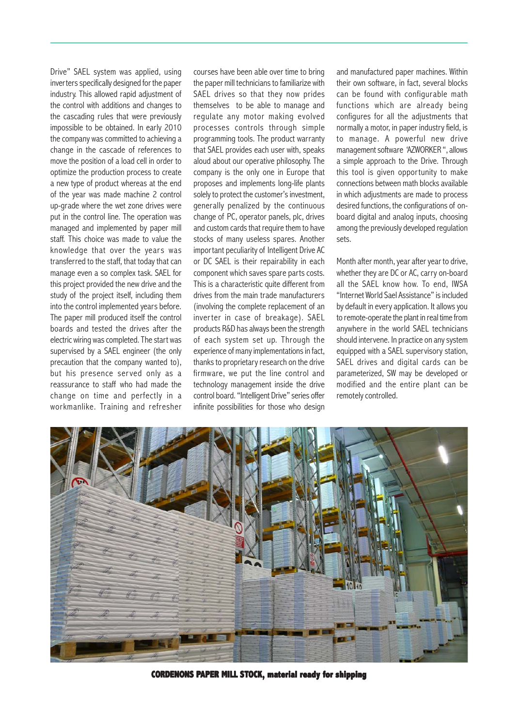Drive" SAEL system was applied, using inverters specifically designed for the paper industry. This allowed rapid adjustment of the control with additions and changes to the cascading rules that were previously impossible to be obtained. In early 2010 the company was committed to achieving a change in the cascade of references to move the position of a load cell in order to optimize the production process to create a new type of product whereas at the end of the year was made machine 2 control up-grade where the wet zone drives were put in the control line. The operation was managed and implemented by paper mill staff. This choice was made to value the knowledge that over the years was transferred to the staff, that today that can manage even a so complex task. SAEL for this project provided the new drive and the study of the project itself, including them into the control implemented years before. The paper mill produced itself the control boards and tested the drives after the electric wiring was completed. The start was supervised by a SAEL engineer (the only precaution that the company wanted to), but his presence served only as a reassurance to staff who had made the change on time and perfectly in a workmanlike. Training and refresher courses have been able over time to bring the paper mill technicians to familiarize with SAEL drives so that they now prides themselves to be able to manage and regulate any motor making evolved processes controls through simple programming tools. The product warranty that SAEL provides each user with, speaks aloud about our operative philosophy. The company is the only one in Europe that proposes and implements long-life plants solely to protect the customer's investment, generally penalized by the continuous change of PC, operator panels, plc, drives and custom cards that require them to have stocks of many useless spares. Another important peculiarity of Intelligent Drive AC or DC SAEL is their repairability in each component which saves spare parts costs. This is a characteristic quite different from drives from the main trade manufacturers (involving the complete replacement of an inverter in case of breakage). SAEL products R&D has always been the strength of each system set up. Through the experience of many implementations in fact, thanks to proprietary research on the drive firmware, we put the line control and technology management inside the drive control board. "Intelligent Drive" series offer infinite possibilities for those who design and manufactured paper machines. Within their own software, in fact, several blocks can be found with configurable math functions which are already being configures for all the adjustments that normally a motor, in paper industry field, is to manage. A powerful new drive management software 'AZWORKER", allows a simple approach to the Drive. Through this tool is given opportunity to make connections between math blocks available in which adjustments are made to process desired functions, the configurations of on-board digital and analog inputs, choosing among the previously developed regulation sets.

Month after month, year after year to drive, whether they are DC or AC, carry on-board all the SAEL know how. To end, IWSA "Internet World Sael Assistance" is included by default in every application. It allows you to remote-operate the plant in real time from anywhere in the world SAEL technicians should intervene. In practice on any system equipped with a SAEL supervisory station, SAEL drives and digital cards can be parameterized, SW may be developed or modified and the entire plant can be remotely controlled.

**CORDENONS PAPER MILL STOCK, material ready for shipping**